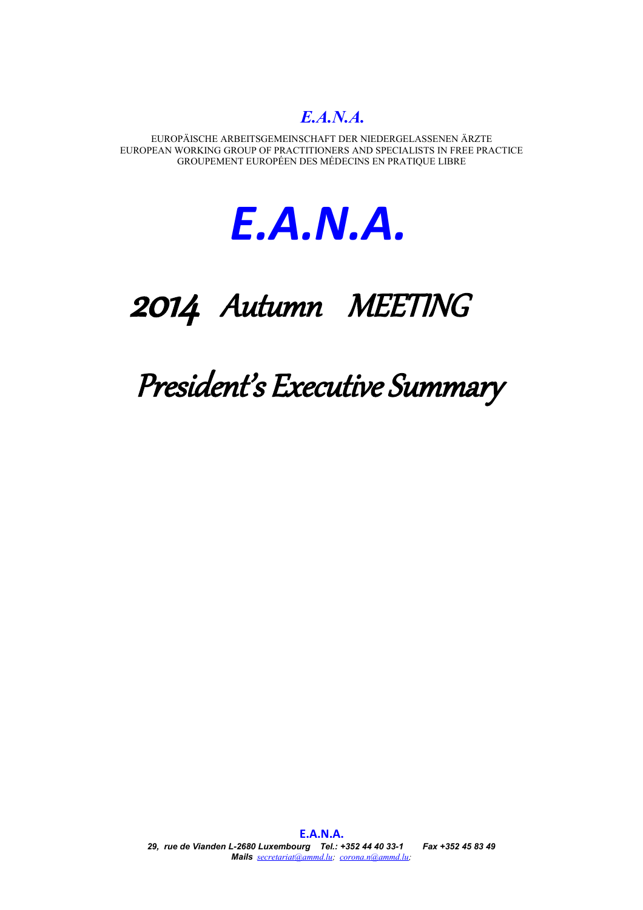***E.A.N.A.***

EUROPÄISCHE ARBEITSGEMEINSCHAFT DER NIEDERGELASSENEN ÄRZTE
EUROPEAN WORKING GROUP OF PRACTITIONERS AND SPECIALISTS IN FREE PRACTICE
GROUPEMENT EUROPÉEN DES MÉDECINS EN PRATIQUE LIBRE

# *E.A.N.A.*

# 2014 Autumn MEETING

# *President's Executive Summary*

**E.A.N.A.**
*29, rue de Vianden L-2680 Luxembourg Tel.: +352 44 40 33-1 Fax +352 45 83 49*
***Mails*** *secretariat@ammd.lu; corona.n@ammd.lu;*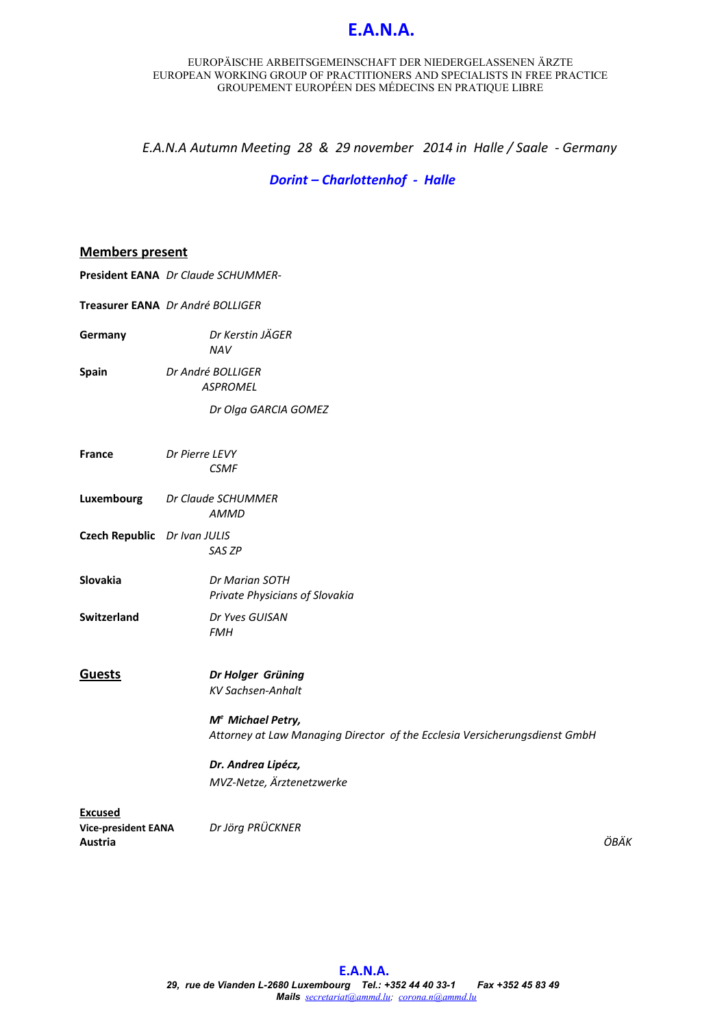# E.A.N.A.

EUROPÄISCHE ARBEITSGEMEINSCHAFT DER NIEDERGELASSENEN ÄRZTE
EUROPEAN WORKING GROUP OF PRACTITIONERS AND SPECIALISTS IN FREE PRACTICE
GROUPEMENT EUROPÉEN DES MÉDECINS EN PRATIQUE LIBRE

*E.A.N.A Autumn Meeting 28 & 29 november 2014 in Halle / Saale - Germany*

***Dorint – Charlottenhof - Halle***

## Members present

**President EANA** *Dr Claude SCHUMMER-*

**Treasurer EANA** *Dr André BOLLIGER*

**Germany** *Dr Kerstin JÄGER*
*NAV*

**Spain** *Dr André BOLLIGER*
*ASPROMEL*

*Dr Olga GARCIA GOMEZ*

**France** *Dr Pierre LEVY*
*CSMF*

**Luxembourg** *Dr Claude SCHUMMER*
*AMMD*

**Czech Republic** *Dr Ivan JULIS*
*SAS ZP*

**Slovakia** *Dr Marian SOTH*
*Private Physicians of Slovakia*

**Switzerland** *Dr Yves GUISAN*
*FMH*

## Guests

***Dr Holger Grüning***
*KV Sachsen-Anhalt*

***Me Michael Petry,***
*Attorney at Law Managing Director of the Ecclesia Versicherungsdienst GmbH*

***Dr. Andrea Lipécz,***
*MVZ-Netze, Ärztenetzwerke*

**Excused**

**Vice-president EANA** *Dr Jörg PRÜCKNER*
**Austria** *ÖBÄK*

**E.A.N.A.**
***29, rue de Vianden L-2680 Luxembourg Tel.: +352 44 40 33-1 Fax +352 45 83 49***
***Mails** secretariat@ammd.lu; corona.n@ammd.lu*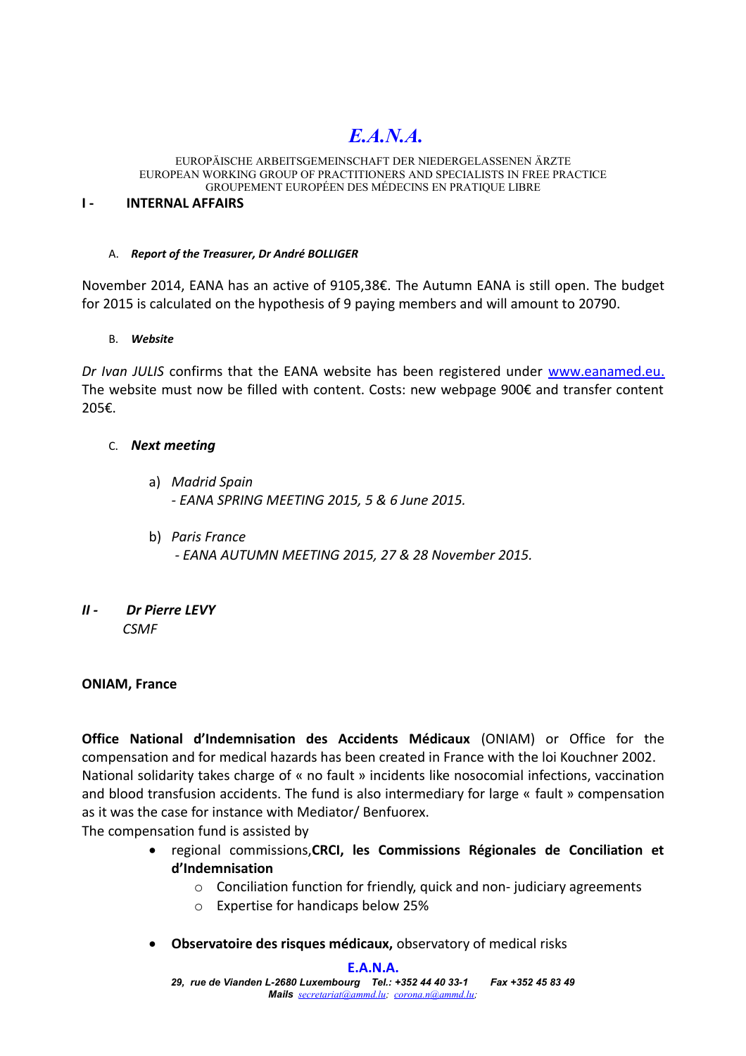# *E.A.N.A.*

EUROPÄISCHE ARBEITSGEMEINSCHAFT DER NIEDERGELASSENEN ÄRZTE
EUROPEAN WORKING GROUP OF PRACTITIONERS AND SPECIALISTS IN FREE PRACTICE
GROUPEMENT EUROPÉEN DES MÉDECINS EN PRATIQUE LIBRE

## I - INTERNAL AFFAIRS

### A. *Report of the Treasurer, Dr André BOLLIGER*

November 2014, EANA has an active of 9105,38€. The Autumn EANA is still open. The budget for 2015 is calculated on the hypothesis of 9 paying members and will amount to 20790.

### B. *Website*

*Dr Ivan JULIS* confirms that the EANA website has been registered under www.eanamed.eu. The website must now be filled with content. Costs: new webpage 900€ and transfer content 205€.

### C. *Next meeting*

a) *Madrid Spain*
*- EANA SPRING MEETING 2015, 5 & 6 June 2015.*

b) *Paris France*
*- EANA AUTUMN MEETING 2015, 27 & 28 November 2015.*

## *II - Dr Pierre LEVY*

*CSMF*

**ONIAM, France**

**Office National d'Indemnisation des Accidents Médicaux** (ONIAM) or Office for the compensation and for medical hazards has been created in France with the loi Kouchner 2002. National solidarity takes charge of « no fault » incidents like nosocomial infections, vaccination and blood transfusion accidents. The fund is also intermediary for large « fault » compensation as it was the case for instance with Mediator/ Benfuorex.
The compensation fund is assisted by

- regional commissions,**CRCI, les Commissions Régionales de Conciliation et d'Indemnisation**
  - Conciliation function for friendly, quick and non- judiciary agreements
  - Expertise for handicaps below 25%
- **Observatoire des risques médicaux,** observatory of medical risks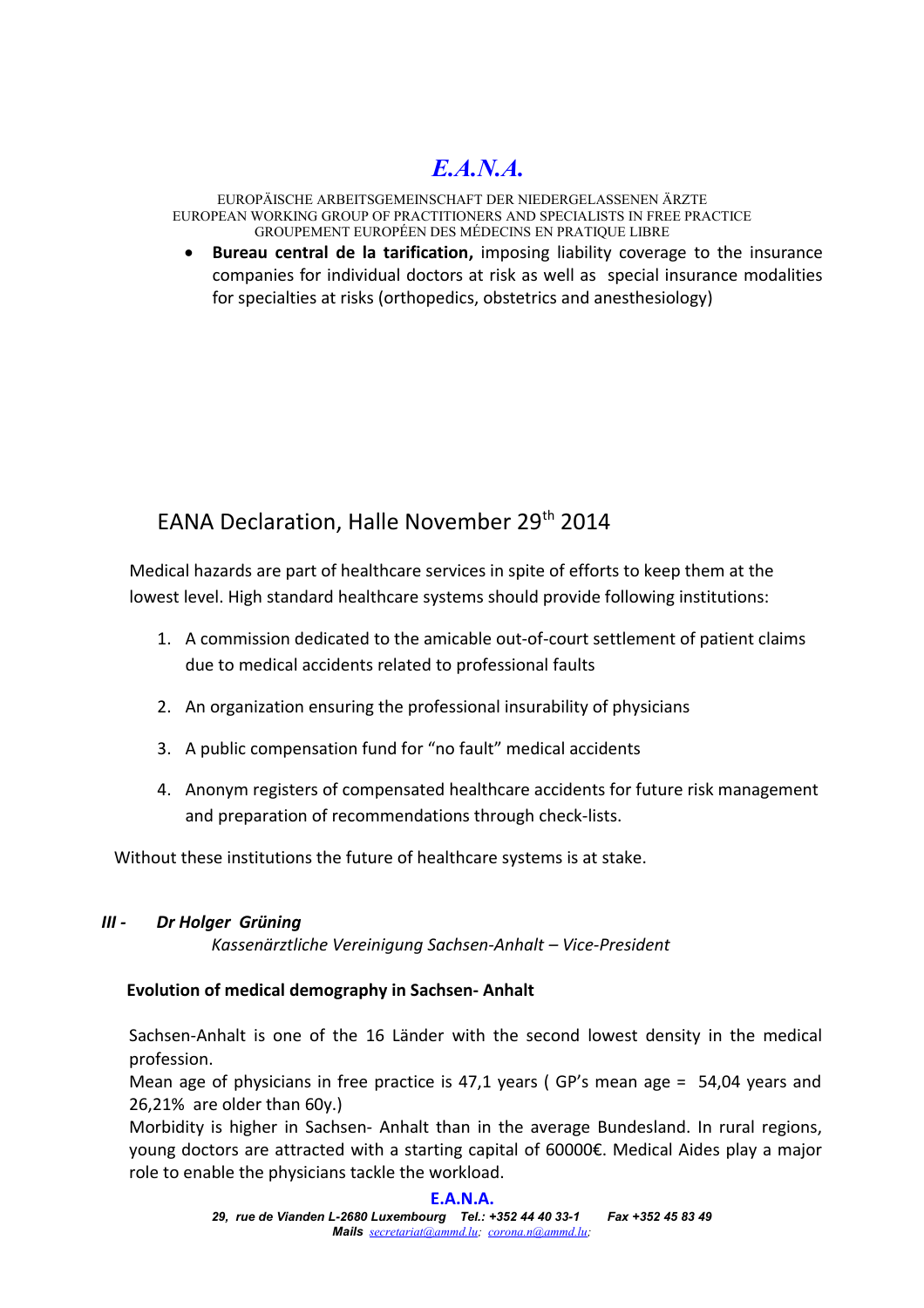- **Bureau central de la tarification,** imposing liability coverage to the insurance companies for individual doctors at risk as well as special insurance modalities for specialties at risks (orthopedics, obstetrics and anesthesiology)

## EANA Declaration, Halle November 29th 2014

Medical hazards are part of healthcare services in spite of efforts to keep them at the lowest level. High standard healthcare systems should provide following institutions:

1. A commission dedicated to the amicable out-of-court settlement of patient claims due to medical accidents related to professional faults
2. An organization ensuring the professional insurability of physicians
3. A public compensation fund for "no fault" medical accidents
4. Anonym registers of compensated healthcare accidents for future risk management and preparation of recommendations through check-lists.

Without these institutions the future of healthcare systems is at stake.

***III - Dr Holger Grüning***

*Kassenärztliche Vereinigung Sachsen-Anhalt – Vice-President*

**Evolution of medical demography in Sachsen- Anhalt**

Sachsen-Anhalt is one of the 16 Länder with the second lowest density in the medical profession.
Mean age of physicians in free practice is 47,1 years ( GP's mean age = 54,04 years and 26,21% are older than 60y.)
Morbidity is higher in Sachsen- Anhalt than in the average Bundesland. In rural regions, young doctors are attracted with a starting capital of 60000€. Medical Aides play a major role to enable the physicians tackle the workload.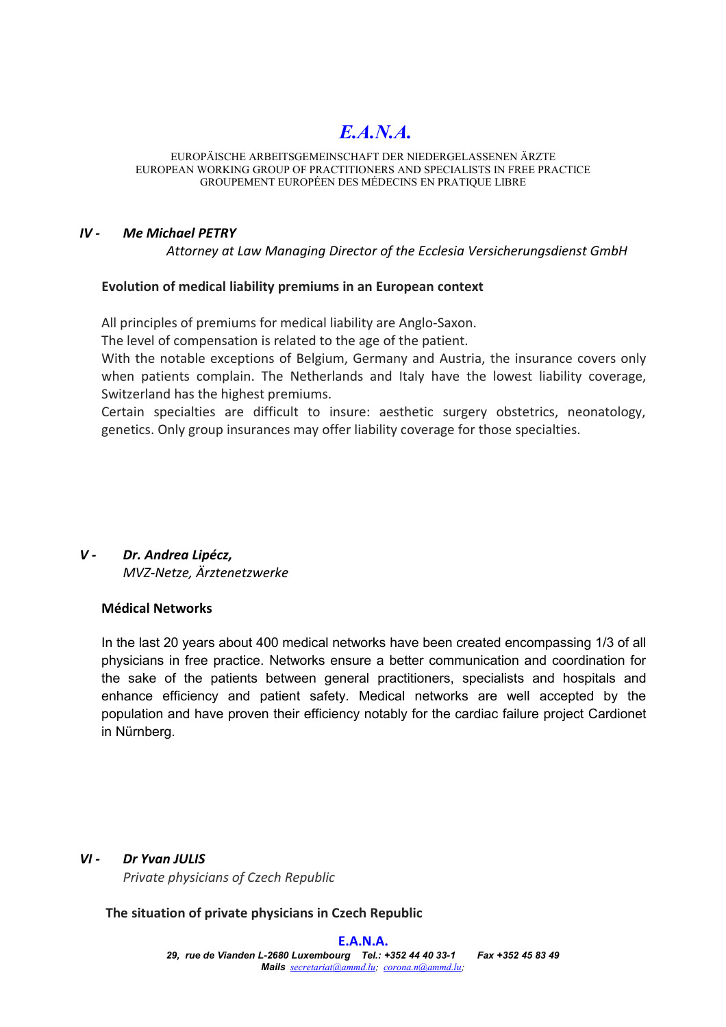# *E.A.N.A.*

EUROPÄISCHE ARBEITSGEMEINSCHAFT DER NIEDERGELASSENEN ÄRZTE
EUROPEAN WORKING GROUP OF PRACTITIONERS AND SPECIALISTS IN FREE PRACTICE
GROUPEMENT EUROPÉEN DES MÉDECINS EN PRATIQUE LIBRE

## *IV - Me Michael PETRY*

*Attorney at Law Managing Director of the Ecclesia Versicherungsdienst GmbH*

### Evolution of medical liability premiums in an European context

All principles of premiums for medical liability are Anglo-Saxon.
The level of compensation is related to the age of the patient.
With the notable exceptions of Belgium, Germany and Austria, the insurance covers only when patients complain. The Netherlands and Italy have the lowest liability coverage, Switzerland has the highest premiums.
Certain specialties are difficult to insure: aesthetic surgery obstetrics, neonatology, genetics. Only group insurances may offer liability coverage for those specialties.

## *V - Dr. Andrea Lipécz,*

*MVZ-Netze, Ärztenetzwerke*

### Médical Networks

In the last 20 years about 400 medical networks have been created encompassing 1/3 of all physicians in free practice. Networks ensure a better communication and coordination for the sake of the patients between general practitioners, specialists and hospitals and enhance efficiency and patient safety. Medical networks are well accepted by the population and have proven their efficiency notably for the cardiac failure project Cardionet in Nürnberg.

## *VI - Dr Yvan JULIS*

*Private physicians of Czech Republic*

### The situation of private physicians in Czech Republic

**E.A.N.A.**
*29, rue de Vianden L-2680 Luxembourg Tel.: +352 44 40 33-1 Fax +352 45 83 49*
*Mails secretariat@ammd.lu; corona.n@ammd.lu;*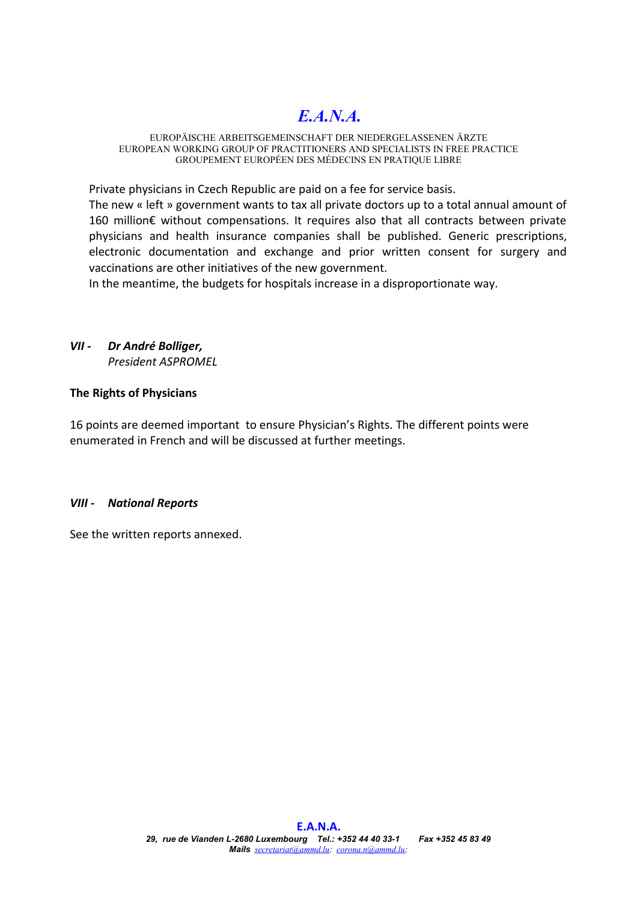Private physicians in Czech Republic are paid on a fee for service basis.
The new « left » government wants to tax all private doctors up to a total annual amount of 160 million€ without compensations. It requires also that all contracts between private physicians and health insurance companies shall be published. Generic prescriptions, electronic documentation and exchange and prior written consent for surgery and vaccinations are other initiatives of the new government.
In the meantime, the budgets for hospitals increase in a disproportionate way.

*VII - Dr André Bolliger,*
*President ASPROMEL*

**The Rights of Physicians**

16 points are deemed important to ensure Physician's Rights. The different points were enumerated in French and will be discussed at further meetings.

***VIII - National Reports***

See the written reports annexed.